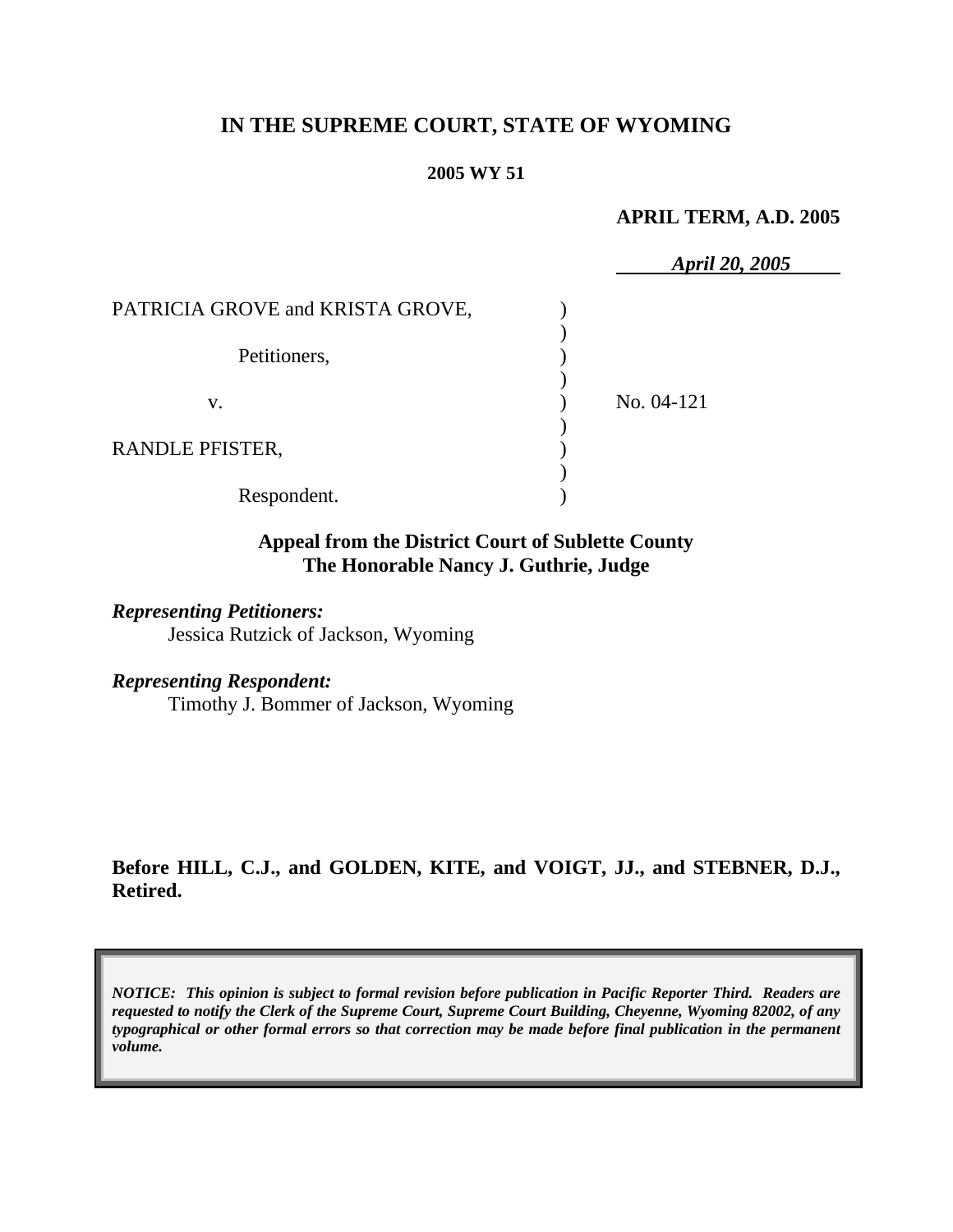# IN THE SUPREME COURT, STATE OF WYOMING

**2005 WY 51**

**APRIL TERM, A.D. 2005**

***April 20, 2005***

PATRICIA GROVE and KRISTA GROVE,

Petitioners,

v.

RANDLE PFISTER,

Respondent.

No. 04-121

**Appeal from the District Court of Sublette County**
**The Honorable Nancy J. Guthrie, Judge**

***Representing Petitioners:***
Jessica Rutzick of Jackson, Wyoming

***Representing Respondent:***
Timothy J. Bommer of Jackson, Wyoming

**Before HILL, C.J., and GOLDEN, KITE, and VOIGT, JJ., and STEBNER, D.J., Retired.**

***NOTICE: This opinion is subject to formal revision before publication in Pacific Reporter Third. Readers are requested to notify the Clerk of the Supreme Court, Supreme Court Building, Cheyenne, Wyoming 82002, of any typographical or other formal errors so that correction may be made before final publication in the permanent volume.***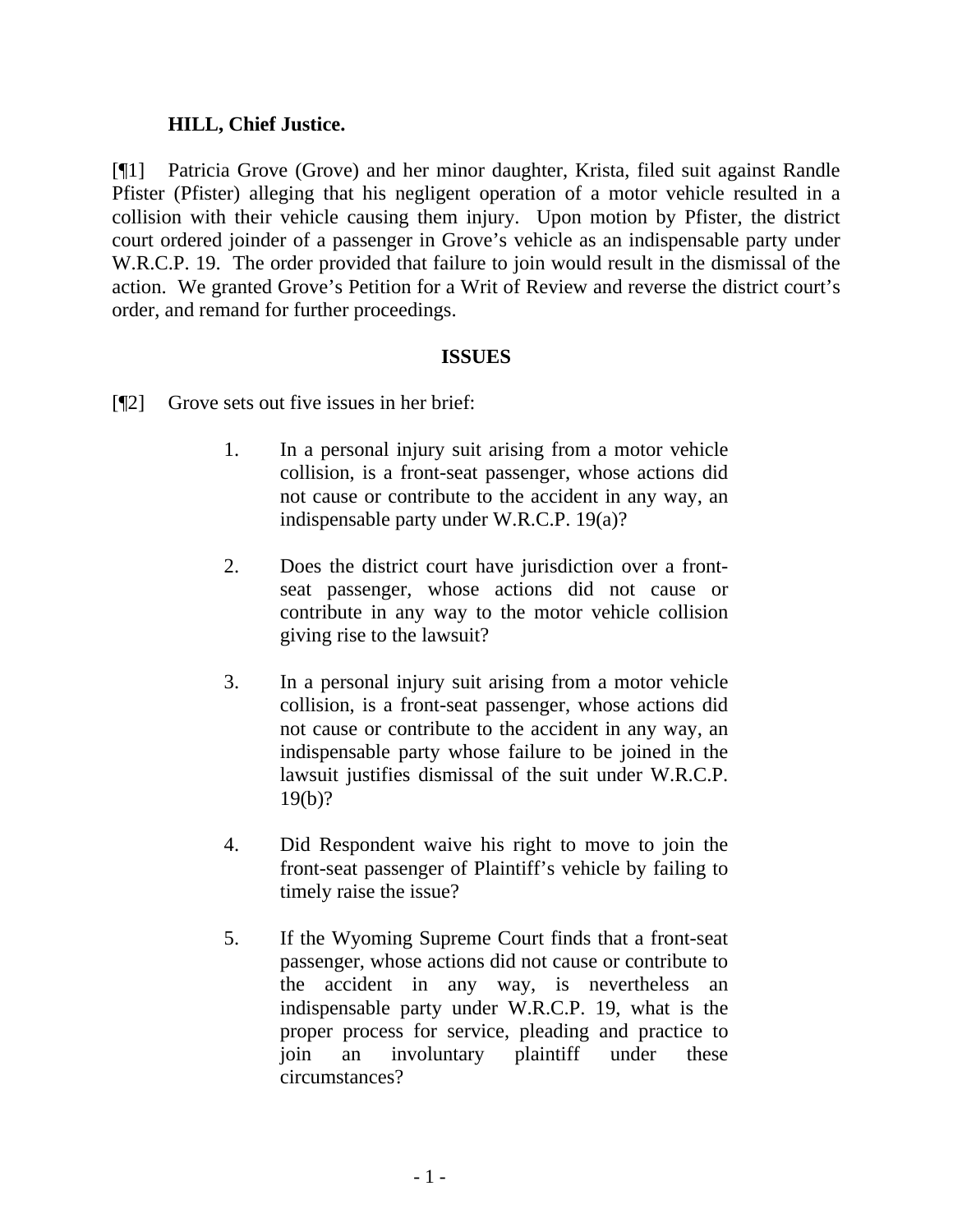**HILL, Chief Justice.**

[¶1] Patricia Grove (Grove) and her minor daughter, Krista, filed suit against Randle Pfister (Pfister) alleging that his negligent operation of a motor vehicle resulted in a collision with their vehicle causing them injury. Upon motion by Pfister, the district court ordered joinder of a passenger in Grove's vehicle as an indispensable party under W.R.C.P. 19. The order provided that failure to join would result in the dismissal of the action. We granted Grove's Petition for a Writ of Review and reverse the district court's order, and remand for further proceedings.

**ISSUES**

[¶2] Grove sets out five issues in her brief:

> 1. In a personal injury suit arising from a motor vehicle collision, is a front-seat passenger, whose actions did not cause or contribute to the accident in any way, an indispensable party under W.R.C.P. 19(a)?
>
> 2. Does the district court have jurisdiction over a front-seat passenger, whose actions did not cause or contribute in any way to the motor vehicle collision giving rise to the lawsuit?
>
> 3. In a personal injury suit arising from a motor vehicle collision, is a front-seat passenger, whose actions did not cause or contribute to the accident in any way, an indispensable party whose failure to be joined in the lawsuit justifies dismissal of the suit under W.R.C.P. 19(b)?
>
> 4. Did Respondent waive his right to move to join the front-seat passenger of Plaintiff's vehicle by failing to timely raise the issue?
>
> 5. If the Wyoming Supreme Court finds that a front-seat passenger, whose actions did not cause or contribute to the accident in any way, is nevertheless an indispensable party under W.R.C.P. 19, what is the proper process for service, pleading and practice to join an involuntary plaintiff under these circumstances?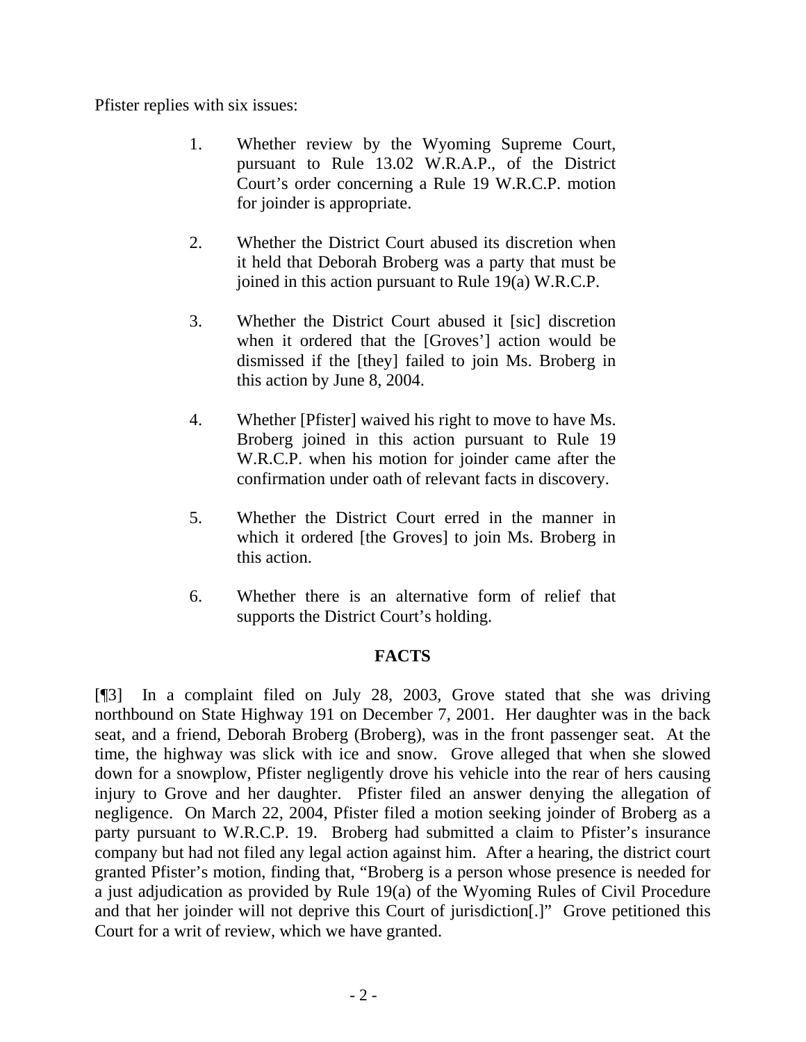Pfister replies with six issues:

1. Whether review by the Wyoming Supreme Court, pursuant to Rule 13.02 W.R.A.P., of the District Court's order concerning a Rule 19 W.R.C.P. motion for joinder is appropriate.

2. Whether the District Court abused its discretion when it held that Deborah Broberg was a party that must be joined in this action pursuant to Rule 19(a) W.R.C.P.

3. Whether the District Court abused it [sic] discretion when it ordered that the [Groves'] action would be dismissed if the [they] failed to join Ms. Broberg in this action by June 8, 2004.

4. Whether [Pfister] waived his right to move to have Ms. Broberg joined in this action pursuant to Rule 19 W.R.C.P. when his motion for joinder came after the confirmation under oath of relevant facts in discovery.

5. Whether the District Court erred in the manner in which it ordered [the Groves] to join Ms. Broberg in this action.

6. Whether there is an alternative form of relief that supports the District Court's holding.

## FACTS

[¶3] In a complaint filed on July 28, 2003, Grove stated that she was driving northbound on State Highway 191 on December 7, 2001. Her daughter was in the back seat, and a friend, Deborah Broberg (Broberg), was in the front passenger seat. At the time, the highway was slick with ice and snow. Grove alleged that when she slowed down for a snowplow, Pfister negligently drove his vehicle into the rear of hers causing injury to Grove and her daughter. Pfister filed an answer denying the allegation of negligence. On March 22, 2004, Pfister filed a motion seeking joinder of Broberg as a party pursuant to W.R.C.P. 19. Broberg had submitted a claim to Pfister's insurance company but had not filed any legal action against him. After a hearing, the district court granted Pfister's motion, finding that, "Broberg is a person whose presence is needed for a just adjudication as provided by Rule 19(a) of the Wyoming Rules of Civil Procedure and that her joinder will not deprive this Court of jurisdiction[.]" Grove petitioned this Court for a writ of review, which we have granted.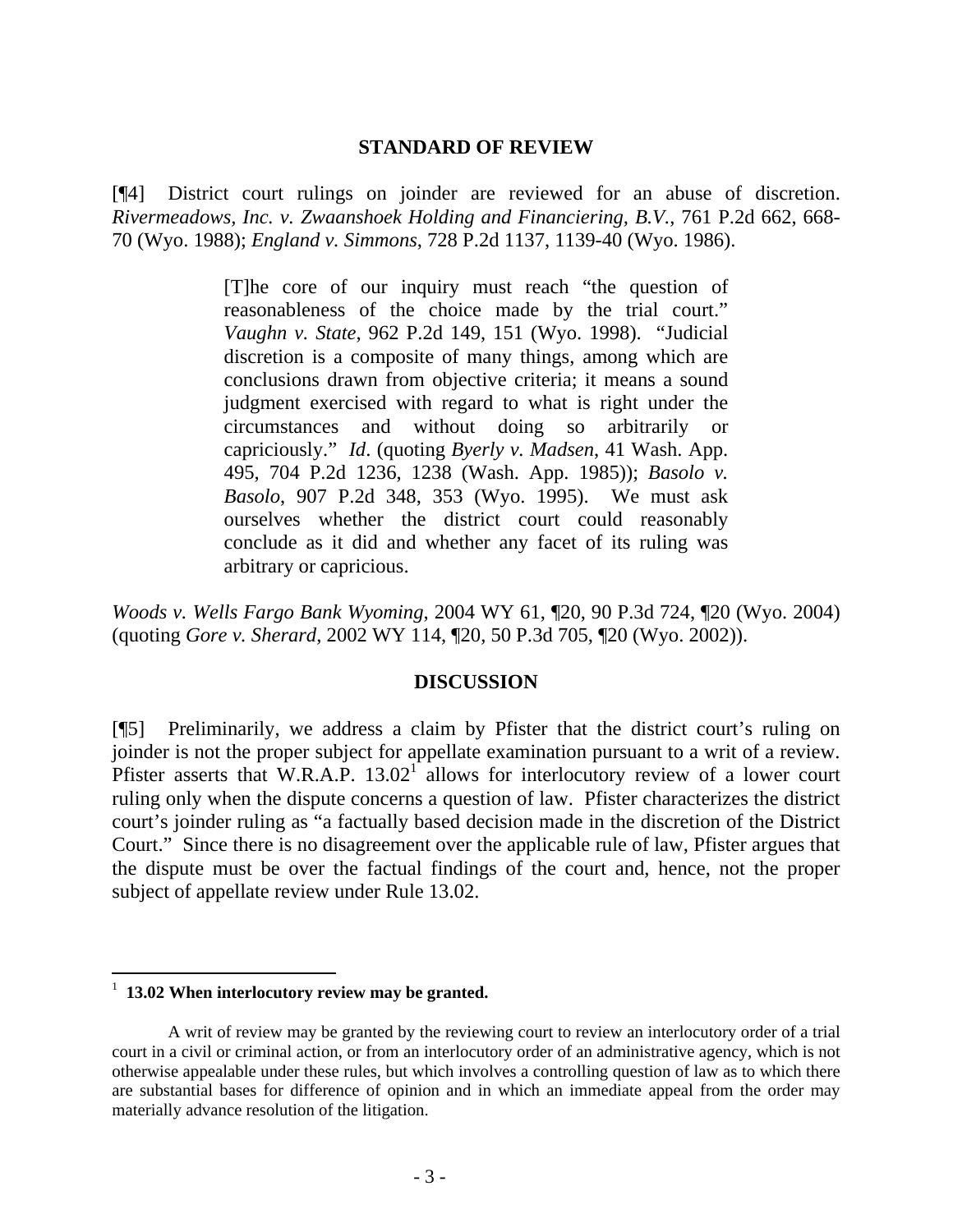## STANDARD OF REVIEW

[¶4] District court rulings on joinder are reviewed for an abuse of discretion. *Rivermeadows, Inc. v. Zwaanshoek Holding and Financiering, B.V.*, 761 P.2d 662, 668-70 (Wyo. 1988); *England v. Simmons*, 728 P.2d 1137, 1139-40 (Wyo. 1986).

> [T]he core of our inquiry must reach "the question of reasonableness of the choice made by the trial court." *Vaughn v. State*, 962 P.2d 149, 151 (Wyo. 1998). "Judicial discretion is a composite of many things, among which are conclusions drawn from objective criteria; it means a sound judgment exercised with regard to what is right under the circumstances and without doing so arbitrarily or capriciously." *Id*. (quoting *Byerly v. Madsen*, 41 Wash. App. 495, 704 P.2d 1236, 1238 (Wash. App. 1985)); *Basolo v. Basolo*, 907 P.2d 348, 353 (Wyo. 1995). We must ask ourselves whether the district court could reasonably conclude as it did and whether any facet of its ruling was arbitrary or capricious.

*Woods v. Wells Fargo Bank Wyoming*, 2004 WY 61, ¶20, 90 P.3d 724, ¶20 (Wyo. 2004) (quoting *Gore v. Sherard*, 2002 WY 114, ¶20, 50 P.3d 705, ¶20 (Wyo. 2002)).

## DISCUSSION

[¶5] Preliminarily, we address a claim by Pfister that the district court's ruling on joinder is not the proper subject for appellate examination pursuant to a writ of a review. Pfister asserts that W.R.A.P. 13.02[1] allows for interlocutory review of a lower court ruling only when the dispute concerns a question of law. Pfister characterizes the district court's joinder ruling as "a factually based decision made in the discretion of the District Court." Since there is no disagreement over the applicable rule of law, Pfister argues that the dispute must be over the factual findings of the court and, hence, not the proper subject of appellate review under Rule 13.02.

---

[1] **13.02 When interlocutory review may be granted.**

A writ of review may be granted by the reviewing court to review an interlocutory order of a trial court in a civil or criminal action, or from an interlocutory order of an administrative agency, which is not otherwise appealable under these rules, but which involves a controlling question of law as to which there are substantial bases for difference of opinion and in which an immediate appeal from the order may materially advance resolution of the litigation.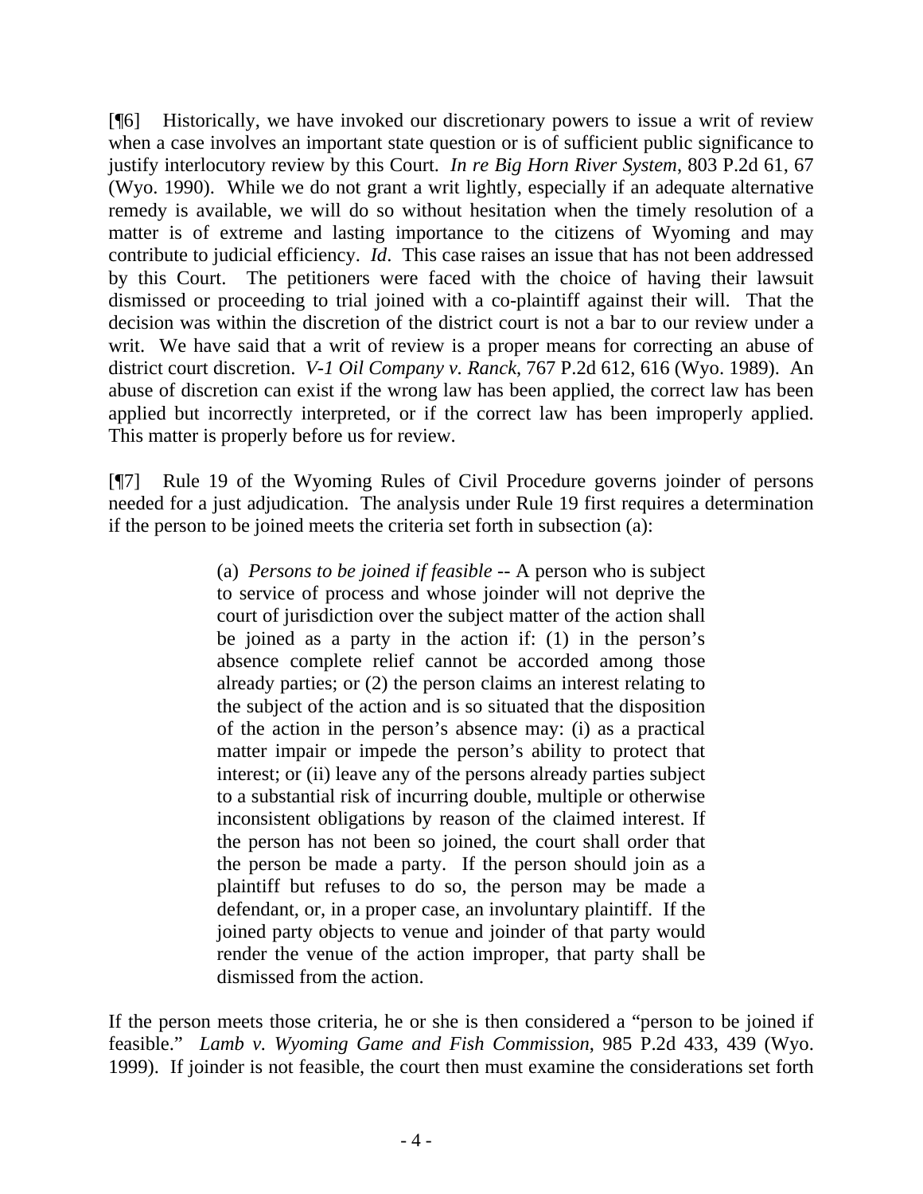[¶6] Historically, we have invoked our discretionary powers to issue a writ of review when a case involves an important state question or is of sufficient public significance to justify interlocutory review by this Court. *In re Big Horn River System*, 803 P.2d 61, 67 (Wyo. 1990). While we do not grant a writ lightly, especially if an adequate alternative remedy is available, we will do so without hesitation when the timely resolution of a matter is of extreme and lasting importance to the citizens of Wyoming and may contribute to judicial efficiency. *Id*. This case raises an issue that has not been addressed by this Court. The petitioners were faced with the choice of having their lawsuit dismissed or proceeding to trial joined with a co-plaintiff against their will. That the decision was within the discretion of the district court is not a bar to our review under a writ. We have said that a writ of review is a proper means for correcting an abuse of district court discretion. *V-1 Oil Company v. Ranck*, 767 P.2d 612, 616 (Wyo. 1989). An abuse of discretion can exist if the wrong law has been applied, the correct law has been applied but incorrectly interpreted, or if the correct law has been improperly applied. This matter is properly before us for review.

[¶7] Rule 19 of the Wyoming Rules of Civil Procedure governs joinder of persons needed for a just adjudication. The analysis under Rule 19 first requires a determination if the person to be joined meets the criteria set forth in subsection (a):

> (a) *Persons to be joined if feasible* -- A person who is subject to service of process and whose joinder will not deprive the court of jurisdiction over the subject matter of the action shall be joined as a party in the action if: (1) in the person's absence complete relief cannot be accorded among those already parties; or (2) the person claims an interest relating to the subject of the action and is so situated that the disposition of the action in the person's absence may: (i) as a practical matter impair or impede the person's ability to protect that interest; or (ii) leave any of the persons already parties subject to a substantial risk of incurring double, multiple or otherwise inconsistent obligations by reason of the claimed interest. If the person has not been so joined, the court shall order that the person be made a party. If the person should join as a plaintiff but refuses to do so, the person may be made a defendant, or, in a proper case, an involuntary plaintiff. If the joined party objects to venue and joinder of that party would render the venue of the action improper, that party shall be dismissed from the action.

If the person meets those criteria, he or she is then considered a "person to be joined if feasible." *Lamb v. Wyoming Game and Fish Commission*, 985 P.2d 433, 439 (Wyo. 1999). If joinder is not feasible, the court then must examine the considerations set forth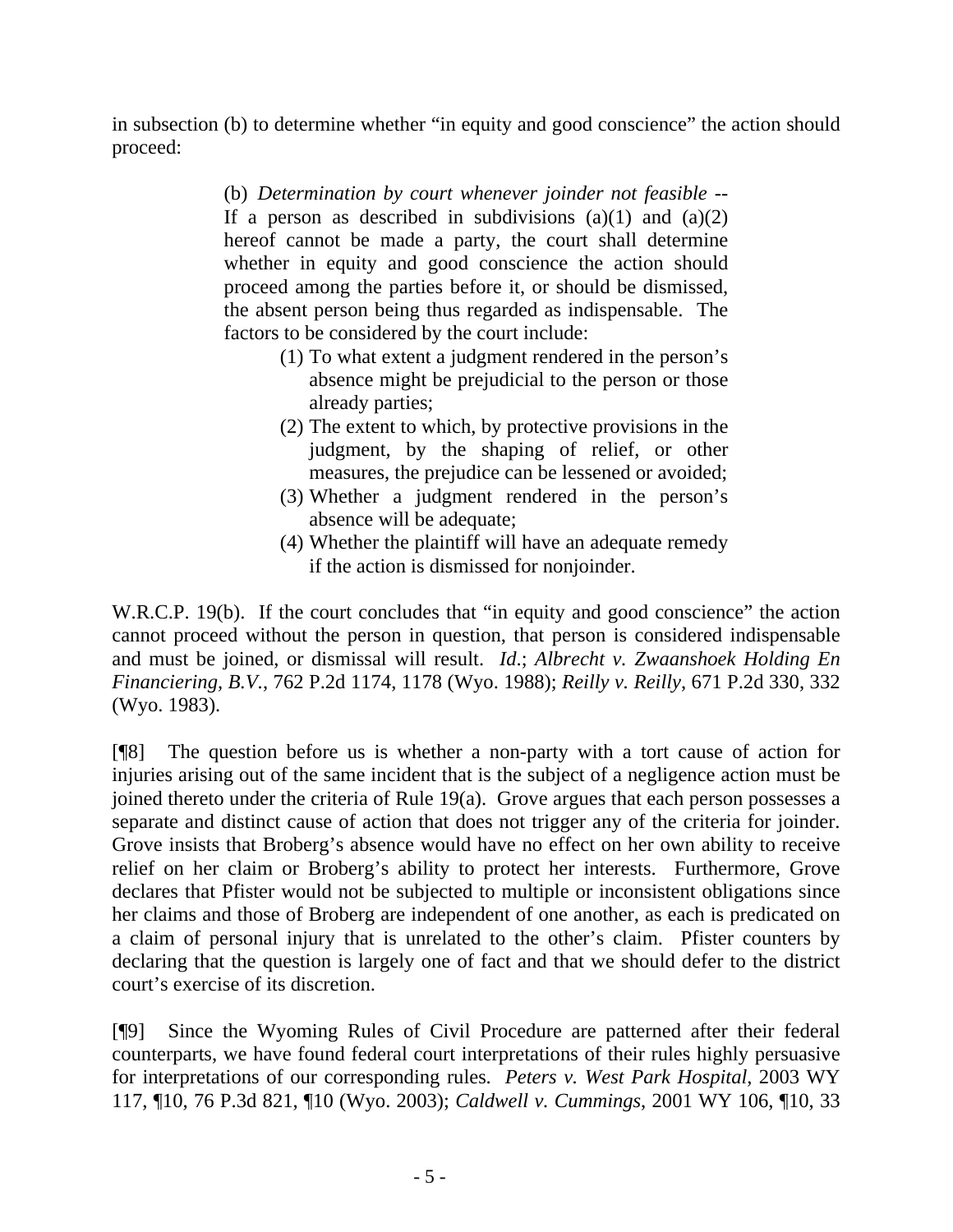in subsection (b) to determine whether "in equity and good conscience" the action should proceed:

> (b) *Determination by court whenever joinder not feasible* -- If a person as described in subdivisions (a)(1) and (a)(2) hereof cannot be made a party, the court shall determine whether in equity and good conscience the action should proceed among the parties before it, or should be dismissed, the absent person being thus regarded as indispensable. The factors to be considered by the court include:
>
> (1) To what extent a judgment rendered in the person's absence might be prejudicial to the person or those already parties;
>
> (2) The extent to which, by protective provisions in the judgment, by the shaping of relief, or other measures, the prejudice can be lessened or avoided;
>
> (3) Whether a judgment rendered in the person's absence will be adequate;
>
> (4) Whether the plaintiff will have an adequate remedy if the action is dismissed for nonjoinder.

W.R.C.P. 19(b). If the court concludes that "in equity and good conscience" the action cannot proceed without the person in question, that person is considered indispensable and must be joined, or dismissal will result. *Id*.; *Albrecht v. Zwaanshoek Holding En Financiering, B.V.*, 762 P.2d 1174, 1178 (Wyo. 1988); *Reilly v. Reilly*, 671 P.2d 330, 332 (Wyo. 1983).

[¶8] The question before us is whether a non-party with a tort cause of action for injuries arising out of the same incident that is the subject of a negligence action must be joined thereto under the criteria of Rule 19(a). Grove argues that each person possesses a separate and distinct cause of action that does not trigger any of the criteria for joinder. Grove insists that Broberg's absence would have no effect on her own ability to receive relief on her claim or Broberg's ability to protect her interests. Furthermore, Grove declares that Pfister would not be subjected to multiple or inconsistent obligations since her claims and those of Broberg are independent of one another, as each is predicated on a claim of personal injury that is unrelated to the other's claim. Pfister counters by declaring that the question is largely one of fact and that we should defer to the district court's exercise of its discretion.

[¶9] Since the Wyoming Rules of Civil Procedure are patterned after their federal counterparts, we have found federal court interpretations of their rules highly persuasive for interpretations of our corresponding rules. *Peters v. West Park Hospital*, 2003 WY 117, ¶10, 76 P.3d 821, ¶10 (Wyo. 2003); *Caldwell v. Cummings*, 2001 WY 106, ¶10, 33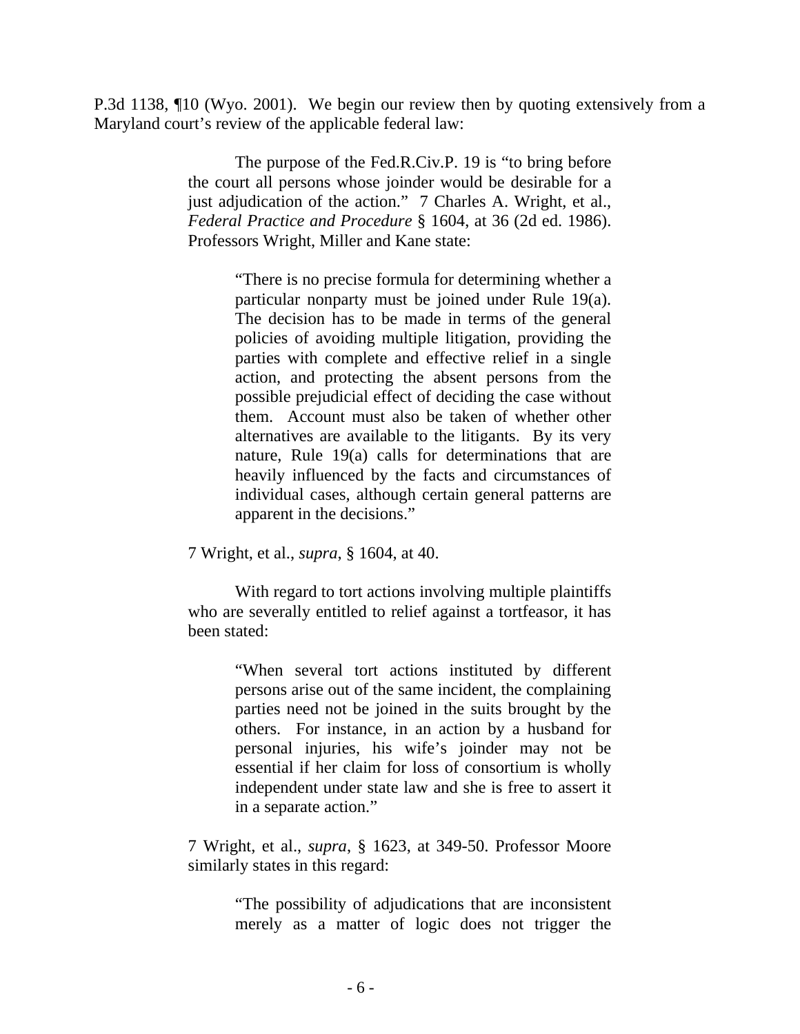P.3d 1138, ¶10 (Wyo. 2001). We begin our review then by quoting extensively from a Maryland court's review of the applicable federal law:

> The purpose of the Fed.R.Civ.P. 19 is "to bring before the court all persons whose joinder would be desirable for a just adjudication of the action." 7 Charles A. Wright, et al., *Federal Practice and Procedure* § 1604, at 36 (2d ed. 1986). Professors Wright, Miller and Kane state:
>
> > "There is no precise formula for determining whether a particular nonparty must be joined under Rule 19(a). The decision has to be made in terms of the general policies of avoiding multiple litigation, providing the parties with complete and effective relief in a single action, and protecting the absent persons from the possible prejudicial effect of deciding the case without them. Account must also be taken of whether other alternatives are available to the litigants. By its very nature, Rule 19(a) calls for determinations that are heavily influenced by the facts and circumstances of individual cases, although certain general patterns are apparent in the decisions."
>
> 7 Wright, et al., *supra*, § 1604, at 40.
>
> With regard to tort actions involving multiple plaintiffs who are severally entitled to relief against a tortfeasor, it has been stated:
>
> > "When several tort actions instituted by different persons arise out of the same incident, the complaining parties need not be joined in the suits brought by the others. For instance, in an action by a husband for personal injuries, his wife's joinder may not be essential if her claim for loss of consortium is wholly independent under state law and she is free to assert it in a separate action."
>
> 7 Wright, et al., *supra*, § 1623, at 349-50. Professor Moore similarly states in this regard:
>
> > "The possibility of adjudications that are inconsistent merely as a matter of logic does not trigger the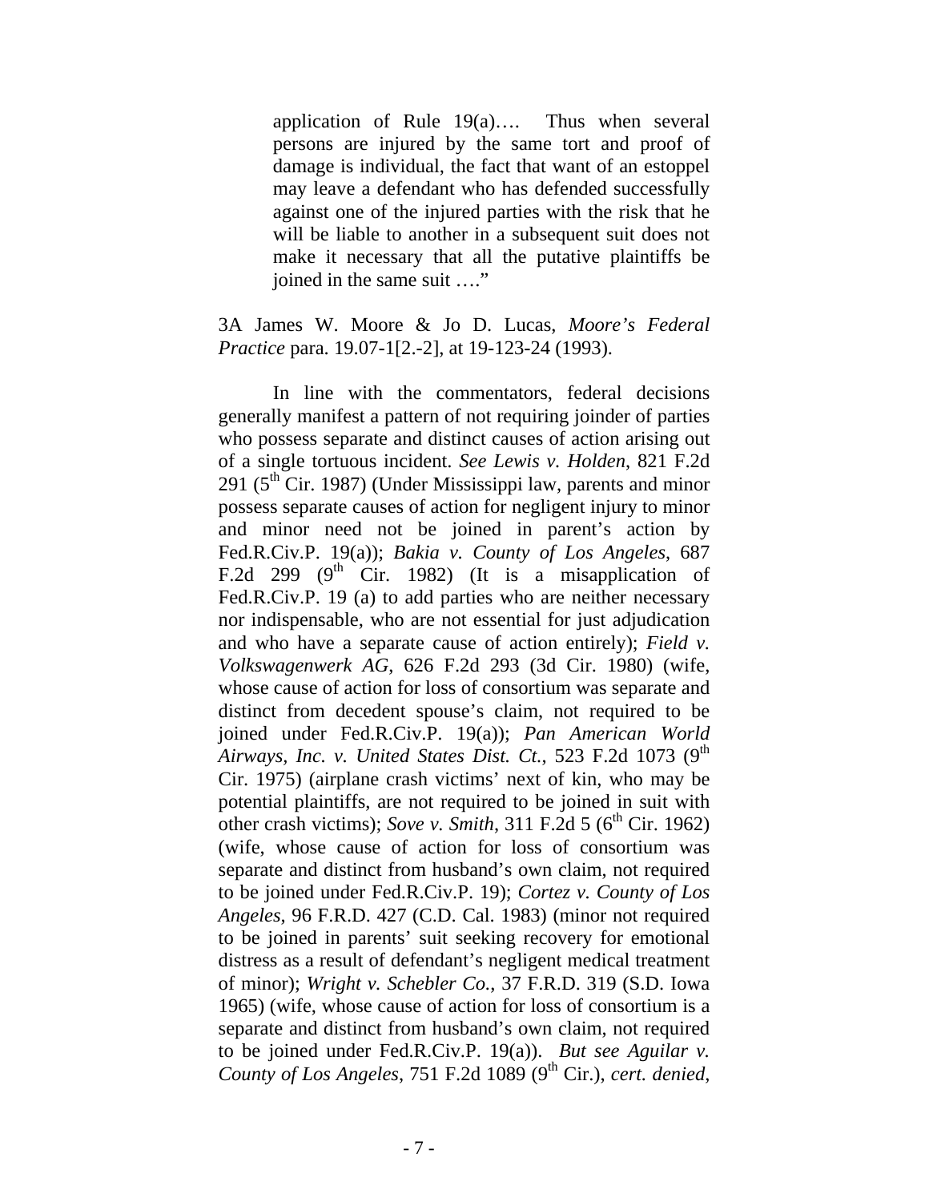> application of Rule 19(a)…. Thus when several persons are injured by the same tort and proof of damage is individual, the fact that want of an estoppel may leave a defendant who has defended successfully against one of the injured parties with the risk that he will be liable to another in a subsequent suit does not make it necessary that all the putative plaintiffs be joined in the same suit …."

3A James W. Moore & Jo D. Lucas, *Moore's Federal Practice* para. 19.07-1[2.-2], at 19-123-24 (1993).

In line with the commentators, federal decisions generally manifest a pattern of not requiring joinder of parties who possess separate and distinct causes of action arising out of a single tortuous incident. *See Lewis v. Holden*, 821 F.2d 291 (5th Cir. 1987) (Under Mississippi law, parents and minor possess separate causes of action for negligent injury to minor and minor need not be joined in parent's action by Fed.R.Civ.P. 19(a)); *Bakia v. County of Los Angeles*, 687 F.2d 299 (9th Cir. 1982) (It is a misapplication of Fed.R.Civ.P. 19 (a) to add parties who are neither necessary nor indispensable, who are not essential for just adjudication and who have a separate cause of action entirely); *Field v. Volkswagenwerk AG*, 626 F.2d 293 (3d Cir. 1980) (wife, whose cause of action for loss of consortium was separate and distinct from decedent spouse's claim, not required to be joined under Fed.R.Civ.P. 19(a)); *Pan American World Airways, Inc. v. United States Dist. Ct.*, 523 F.2d 1073 (9th Cir. 1975) (airplane crash victims' next of kin, who may be potential plaintiffs, are not required to be joined in suit with other crash victims); *Sove v. Smith*, 311 F.2d 5 (6th Cir. 1962) (wife, whose cause of action for loss of consortium was separate and distinct from husband's own claim, not required to be joined under Fed.R.Civ.P. 19); *Cortez v. County of Los Angeles*, 96 F.R.D. 427 (C.D. Cal. 1983) (minor not required to be joined in parents' suit seeking recovery for emotional distress as a result of defendant's negligent medical treatment of minor); *Wright v. Schebler Co.*, 37 F.R.D. 319 (S.D. Iowa 1965) (wife, whose cause of action for loss of consortium is a separate and distinct from husband's own claim, not required to be joined under Fed.R.Civ.P. 19(a)). *But see Aguilar v. County of Los Angeles*, 751 F.2d 1089 (9th Cir.), *cert. denied*,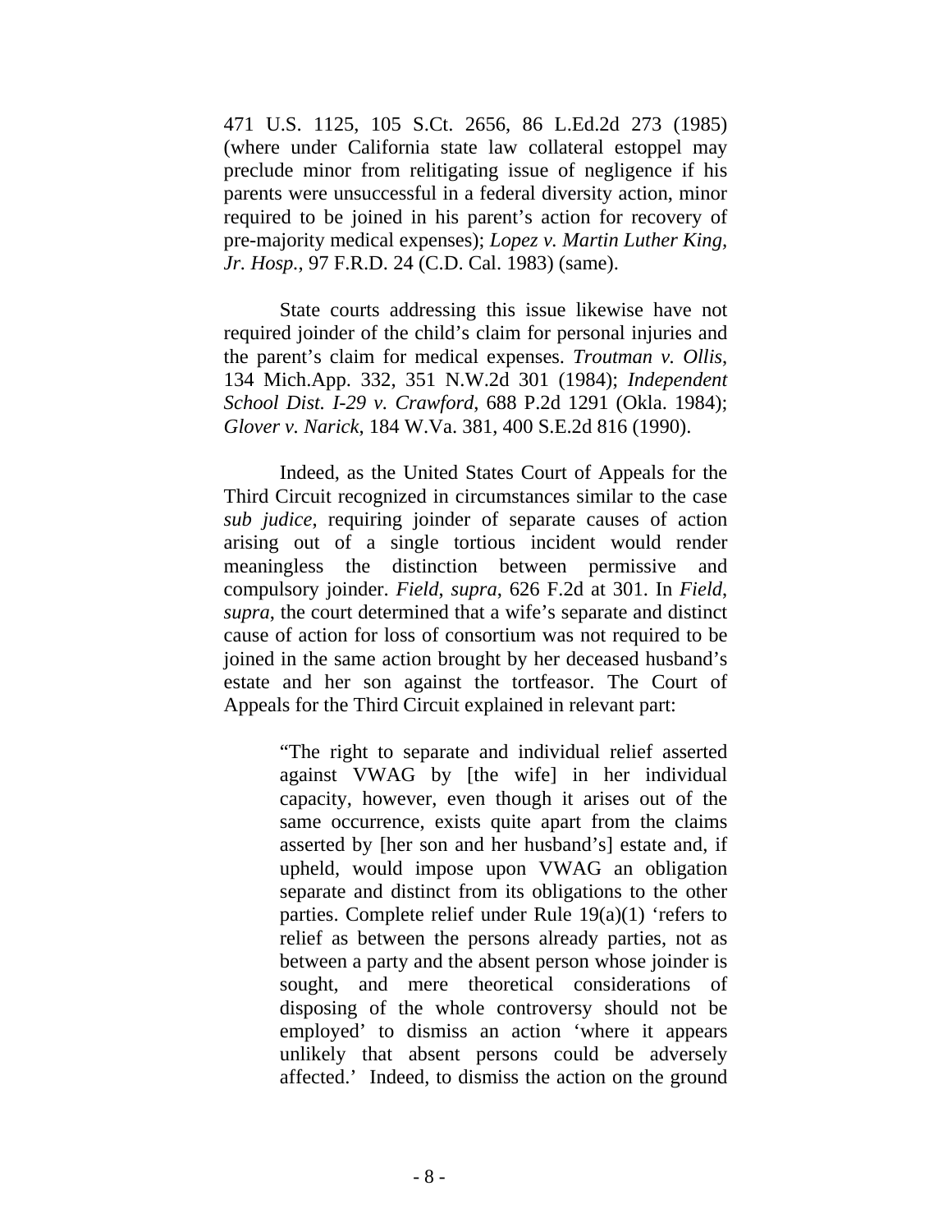471 U.S. 1125, 105 S.Ct. 2656, 86 L.Ed.2d 273 (1985) (where under California state law collateral estoppel may preclude minor from relitigating issue of negligence if his parents were unsuccessful in a federal diversity action, minor required to be joined in his parent's action for recovery of pre-majority medical expenses); *Lopez v. Martin Luther King, Jr. Hosp.*, 97 F.R.D. 24 (C.D. Cal. 1983) (same).

State courts addressing this issue likewise have not required joinder of the child's claim for personal injuries and the parent's claim for medical expenses. *Troutman v. Ollis*, 134 Mich.App. 332, 351 N.W.2d 301 (1984); *Independent School Dist. I-29 v. Crawford*, 688 P.2d 1291 (Okla. 1984); *Glover v. Narick*, 184 W.Va. 381, 400 S.E.2d 816 (1990).

Indeed, as the United States Court of Appeals for the Third Circuit recognized in circumstances similar to the case *sub judice*, requiring joinder of separate causes of action arising out of a single tortious incident would render meaningless the distinction between permissive and compulsory joinder. *Field*, *supra*, 626 F.2d at 301. In *Field*, *supra*, the court determined that a wife's separate and distinct cause of action for loss of consortium was not required to be joined in the same action brought by her deceased husband's estate and her son against the tortfeasor. The Court of Appeals for the Third Circuit explained in relevant part:

> "The right to separate and individual relief asserted against VWAG by [the wife] in her individual capacity, however, even though it arises out of the same occurrence, exists quite apart from the claims asserted by [her son and her husband's] estate and, if upheld, would impose upon VWAG an obligation separate and distinct from its obligations to the other parties. Complete relief under Rule 19(a)(1) 'refers to relief as between the persons already parties, not as between a party and the absent person whose joinder is sought, and mere theoretical considerations of disposing of the whole controversy should not be employed' to dismiss an action 'where it appears unlikely that absent persons could be adversely affected.' Indeed, to dismiss the action on the ground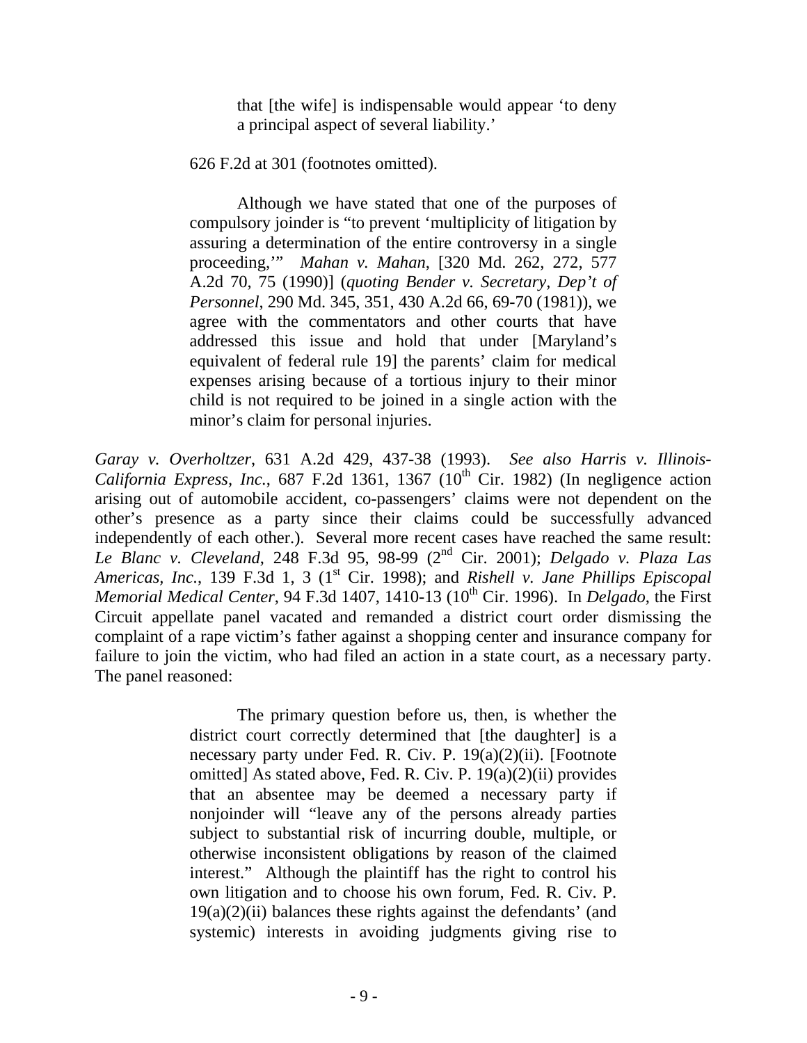> that [the wife] is indispensable would appear 'to deny a principal aspect of several liability.'
>
> 626 F.2d at 301 (footnotes omitted).
>
> Although we have stated that one of the purposes of compulsory joinder is "to prevent 'multiplicity of litigation by assuring a determination of the entire controversy in a single proceeding,'" *Mahan v. Mahan*, [320 Md. 262, 272, 577 A.2d 70, 75 (1990)] (*quoting Bender v. Secretary, Dep't of Personnel*, 290 Md. 345, 351, 430 A.2d 66, 69-70 (1981)), we agree with the commentators and other courts that have addressed this issue and hold that under [Maryland's equivalent of federal rule 19] the parents' claim for medical expenses arising because of a tortious injury to their minor child is not required to be joined in a single action with the minor's claim for personal injuries.

*Garay v. Overholtzer*, 631 A.2d 429, 437-38 (1993). *See also Harris v. Illinois-California Express, Inc.*, 687 F.2d 1361, 1367 (10th Cir. 1982) (In negligence action arising out of automobile accident, co-passengers' claims were not dependent on the other's presence as a party since their claims could be successfully advanced independently of each other.). Several more recent cases have reached the same result: *Le Blanc v. Cleveland*, 248 F.3d 95, 98-99 (2nd Cir. 2001); *Delgado v. Plaza Las Americas, Inc.*, 139 F.3d 1, 3 (1st Cir. 1998); and *Rishell v. Jane Phillips Episcopal Memorial Medical Center*, 94 F.3d 1407, 1410-13 (10th Cir. 1996). In *Delgado*, the First Circuit appellate panel vacated and remanded a district court order dismissing the complaint of a rape victim's father against a shopping center and insurance company for failure to join the victim, who had filed an action in a state court, as a necessary party. The panel reasoned:

> The primary question before us, then, is whether the district court correctly determined that [the daughter] is a necessary party under Fed. R. Civ. P. 19(a)(2)(ii). [Footnote omitted] As stated above, Fed. R. Civ. P. 19(a)(2)(ii) provides that an absentee may be deemed a necessary party if nonjoinder will "leave any of the persons already parties subject to substantial risk of incurring double, multiple, or otherwise inconsistent obligations by reason of the claimed interest." Although the plaintiff has the right to control his own litigation and to choose his own forum, Fed. R. Civ. P. 19(a)(2)(ii) balances these rights against the defendants' (and systemic) interests in avoiding judgments giving rise to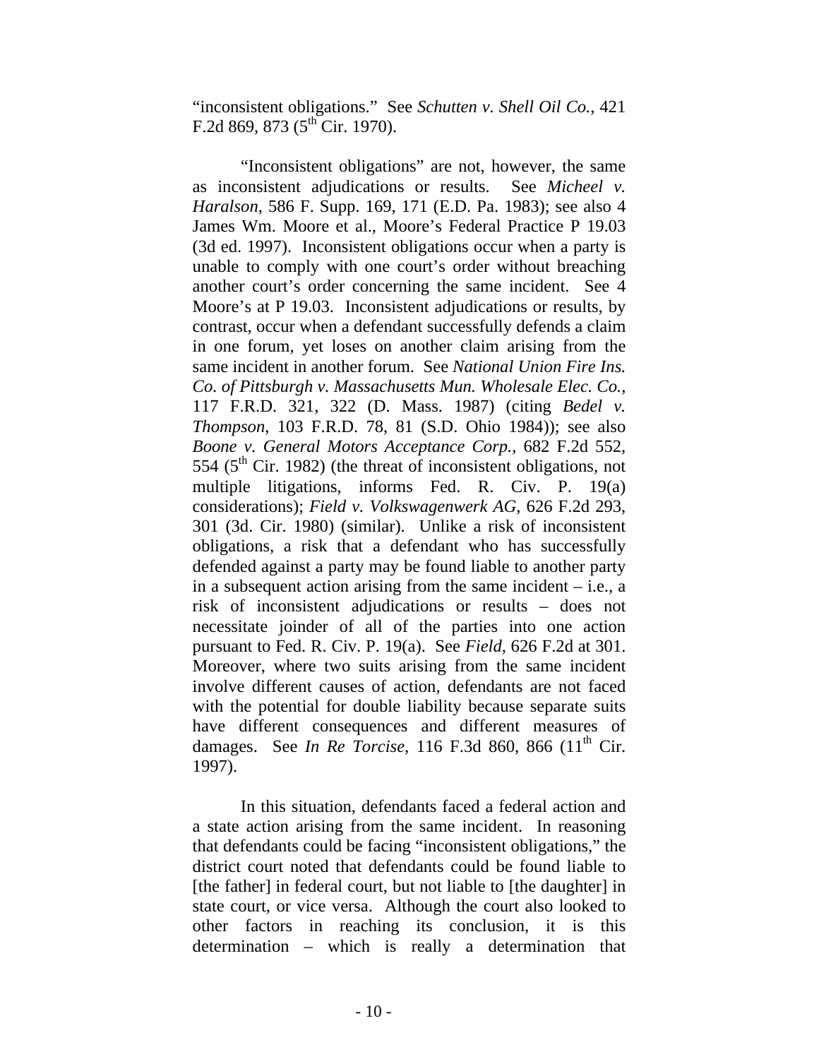"inconsistent obligations." See *Schutten v. Shell Oil Co.*, 421 F.2d 869, 873 (5th Cir. 1970).

"Inconsistent obligations" are not, however, the same as inconsistent adjudications or results. See *Micheel v. Haralson*, 586 F. Supp. 169, 171 (E.D. Pa. 1983); see also 4 James Wm. Moore et al., Moore's Federal Practice P 19.03 (3d ed. 1997). Inconsistent obligations occur when a party is unable to comply with one court's order without breaching another court's order concerning the same incident. See 4 Moore's at P 19.03. Inconsistent adjudications or results, by contrast, occur when a defendant successfully defends a claim in one forum, yet loses on another claim arising from the same incident in another forum. See *National Union Fire Ins. Co. of Pittsburgh v. Massachusetts Mun. Wholesale Elec. Co.*, 117 F.R.D. 321, 322 (D. Mass. 1987) (citing *Bedel v. Thompson*, 103 F.R.D. 78, 81 (S.D. Ohio 1984)); see also *Boone v. General Motors Acceptance Corp.*, 682 F.2d 552, 554 (5th Cir. 1982) (the threat of inconsistent obligations, not multiple litigations, informs Fed. R. Civ. P. 19(a) considerations); *Field v. Volkswagenwerk AG*, 626 F.2d 293, 301 (3d. Cir. 1980) (similar). Unlike a risk of inconsistent obligations, a risk that a defendant who has successfully defended against a party may be found liable to another party in a subsequent action arising from the same incident – i.e., a risk of inconsistent adjudications or results – does not necessitate joinder of all of the parties into one action pursuant to Fed. R. Civ. P. 19(a). See *Field*, 626 F.2d at 301. Moreover, where two suits arising from the same incident involve different causes of action, defendants are not faced with the potential for double liability because separate suits have different consequences and different measures of damages. See *In Re Torcise*, 116 F.3d 860, 866 (11th Cir. 1997).

In this situation, defendants faced a federal action and a state action arising from the same incident. In reasoning that defendants could be facing "inconsistent obligations," the district court noted that defendants could be found liable to [the father] in federal court, but not liable to [the daughter] in state court, or vice versa. Although the court also looked to other factors in reaching its conclusion, it is this determination – which is really a determination that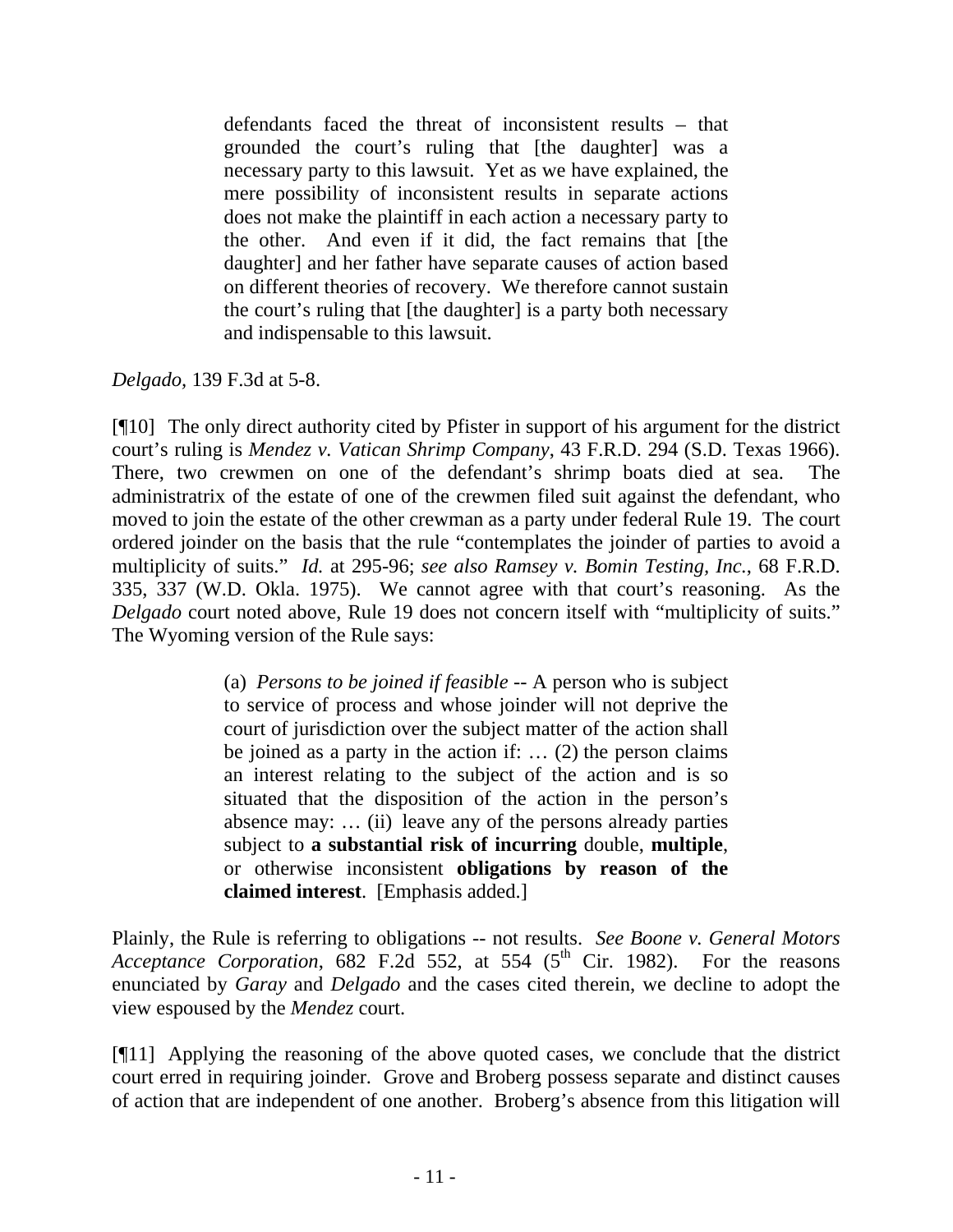> defendants faced the threat of inconsistent results – that grounded the court's ruling that [the daughter] was a necessary party to this lawsuit. Yet as we have explained, the mere possibility of inconsistent results in separate actions does not make the plaintiff in each action a necessary party to the other. And even if it did, the fact remains that [the daughter] and her father have separate causes of action based on different theories of recovery. We therefore cannot sustain the court's ruling that [the daughter] is a party both necessary and indispensable to this lawsuit.

*Delgado*, 139 F.3d at 5-8.

[¶10] The only direct authority cited by Pfister in support of his argument for the district court's ruling is *Mendez v. Vatican Shrimp Company*, 43 F.R.D. 294 (S.D. Texas 1966). There, two crewmen on one of the defendant's shrimp boats died at sea. The administratrix of the estate of one of the crewmen filed suit against the defendant, who moved to join the estate of the other crewman as a party under federal Rule 19. The court ordered joinder on the basis that the rule "contemplates the joinder of parties to avoid a multiplicity of suits." *Id.* at 295-96; *see also Ramsey v. Bomin Testing, Inc.*, 68 F.R.D. 335, 337 (W.D. Okla. 1975). We cannot agree with that court's reasoning. As the *Delgado* court noted above, Rule 19 does not concern itself with "multiplicity of suits." The Wyoming version of the Rule says:

> (a) *Persons to be joined if feasible* -- A person who is subject to service of process and whose joinder will not deprive the court of jurisdiction over the subject matter of the action shall be joined as a party in the action if: … (2) the person claims an interest relating to the subject of the action and is so situated that the disposition of the action in the person's absence may: … (ii) leave any of the persons already parties subject to **a substantial risk of incurring** double, **multiple**, or otherwise inconsistent **obligations by reason of the claimed interest**. [Emphasis added.]

Plainly, the Rule is referring to obligations -- not results. *See Boone v. General Motors Acceptance Corporation*, 682 F.2d 552, at 554 (5th Cir. 1982). For the reasons enunciated by *Garay* and *Delgado* and the cases cited therein, we decline to adopt the view espoused by the *Mendez* court.

[¶11] Applying the reasoning of the above quoted cases, we conclude that the district court erred in requiring joinder. Grove and Broberg possess separate and distinct causes of action that are independent of one another. Broberg's absence from this litigation will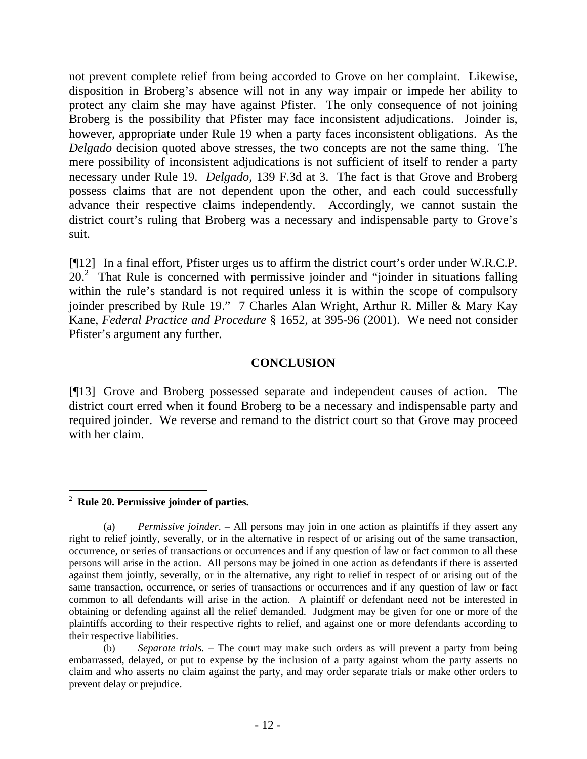not prevent complete relief from being accorded to Grove on her complaint. Likewise, disposition in Broberg's absence will not in any way impair or impede her ability to protect any claim she may have against Pfister. The only consequence of not joining Broberg is the possibility that Pfister may face inconsistent adjudications. Joinder is, however, appropriate under Rule 19 when a party faces inconsistent obligations. As the *Delgado* decision quoted above stresses, the two concepts are not the same thing. The mere possibility of inconsistent adjudications is not sufficient of itself to render a party necessary under Rule 19. *Delgado*, 139 F.3d at 3. The fact is that Grove and Broberg possess claims that are not dependent upon the other, and each could successfully advance their respective claims independently. Accordingly, we cannot sustain the district court's ruling that Broberg was a necessary and indispensable party to Grove's suit.

[¶12] In a final effort, Pfister urges us to affirm the district court's order under W.R.C.P. 20.[2] That Rule is concerned with permissive joinder and "joinder in situations falling within the rule's standard is not required unless it is within the scope of compulsory joinder prescribed by Rule 19." 7 Charles Alan Wright, Arthur R. Miller & Mary Kay Kane, *Federal Practice and Procedure* § 1652, at 395-96 (2001). We need not consider Pfister's argument any further.

## CONCLUSION

[¶13] Grove and Broberg possessed separate and independent causes of action. The district court erred when it found Broberg to be a necessary and indispensable party and required joinder. We reverse and remand to the district court so that Grove may proceed with her claim.

---

[2] **Rule 20. Permissive joinder of parties.**

(a) *Permissive joinder*. – All persons may join in one action as plaintiffs if they assert any right to relief jointly, severally, or in the alternative in respect of or arising out of the same transaction, occurrence, or series of transactions or occurrences and if any question of law or fact common to all these persons will arise in the action. All persons may be joined in one action as defendants if there is asserted against them jointly, severally, or in the alternative, any right to relief in respect of or arising out of the same transaction, occurrence, or series of transactions or occurrences and if any question of law or fact common to all defendants will arise in the action. A plaintiff or defendant need not be interested in obtaining or defending against all the relief demanded. Judgment may be given for one or more of the plaintiffs according to their respective rights to relief, and against one or more defendants according to their respective liabilities.

(b) *Separate trials.* – The court may make such orders as will prevent a party from being embarrassed, delayed, or put to expense by the inclusion of a party against whom the party asserts no claim and who asserts no claim against the party, and may order separate trials or make other orders to prevent delay or prejudice.